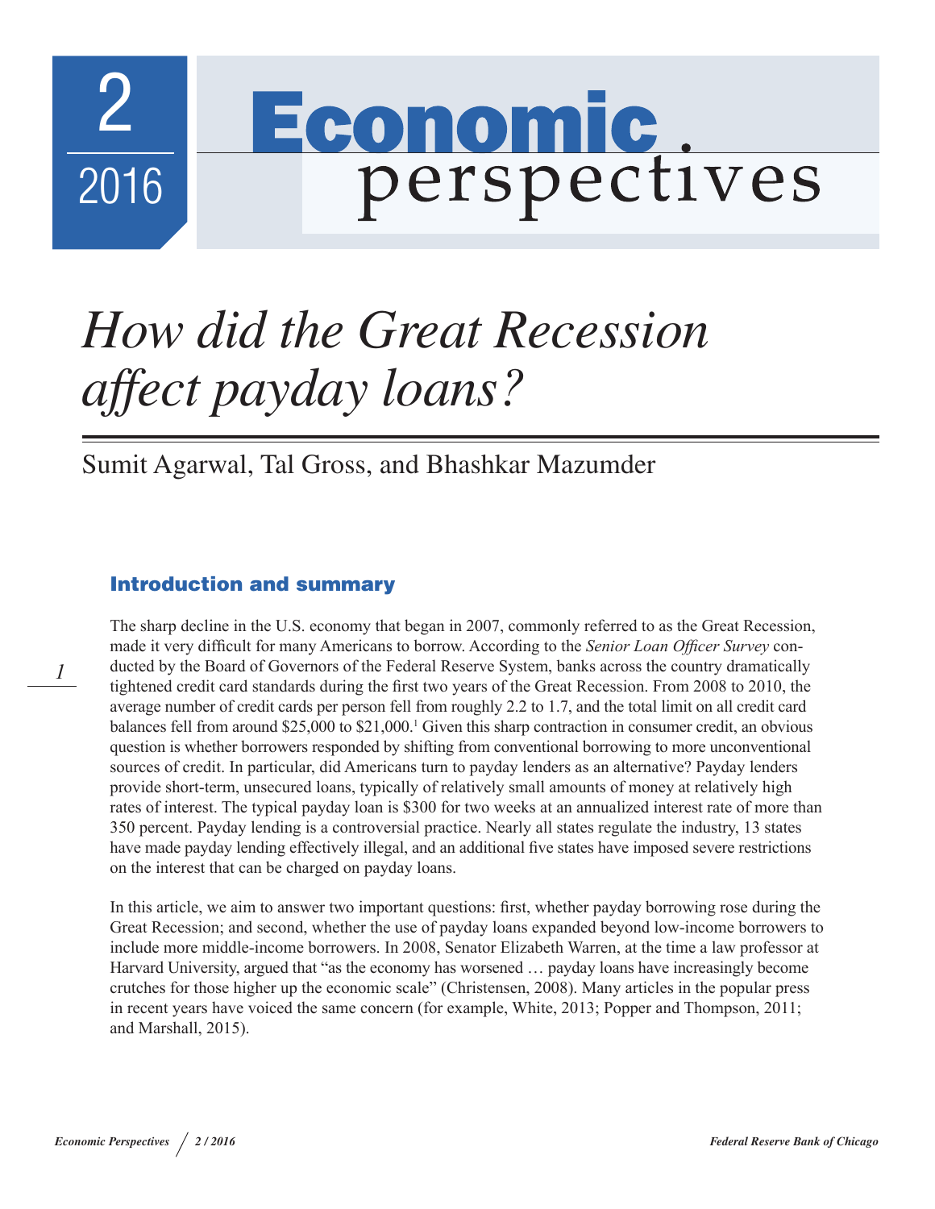# How did the Great Recession affect payday loans?

Sumit Agarwal, Tal Gross, and Bhashkar Mazumder

## Introduction and summary

The sharp decline in the U.S. economy that began in 2007, commonly referred to as the Great Recession, made it very difficult for many Americans to borrow. According to the *Senior Loan Officer Survey* conducted by the Board of Governors of the Federal Reserve System, banks across the country dramatically tightened credit card standards during the first two years of the Great Recession. From 2008 to 2010, the average number of credit cards per person fell from roughly 2.2 to 1.7, and the total limit on all credit card balances fell from around \$25,000 to \$21,000.[1] Given this sharp contraction in consumer credit, an obvious question is whether borrowers responded by shifting from conventional borrowing to more unconventional sources of credit. In particular, did Americans turn to payday lenders as an alternative? Payday lenders provide short-term, unsecured loans, typically of relatively small amounts of money at relatively high rates of interest. The typical payday loan is \$300 for two weeks at an annualized interest rate of more than 350 percent. Payday lending is a controversial practice. Nearly all states regulate the industry, 13 states have made payday lending effectively illegal, and an additional five states have imposed severe restrictions on the interest that can be charged on payday loans.

In this article, we aim to answer two important questions: first, whether payday borrowing rose during the Great Recession; and second, whether the use of payday loans expanded beyond low-income borrowers to include more middle-income borrowers. In 2008, Senator Elizabeth Warren, at the time a law professor at Harvard University, argued that "as the economy has worsened … payday loans have increasingly become crutches for those higher up the economic scale" (Christensen, 2008). Many articles in the popular press in recent years have voiced the same concern (for example, White, 2013; Popper and Thompson, 2011; and Marshall, 2015).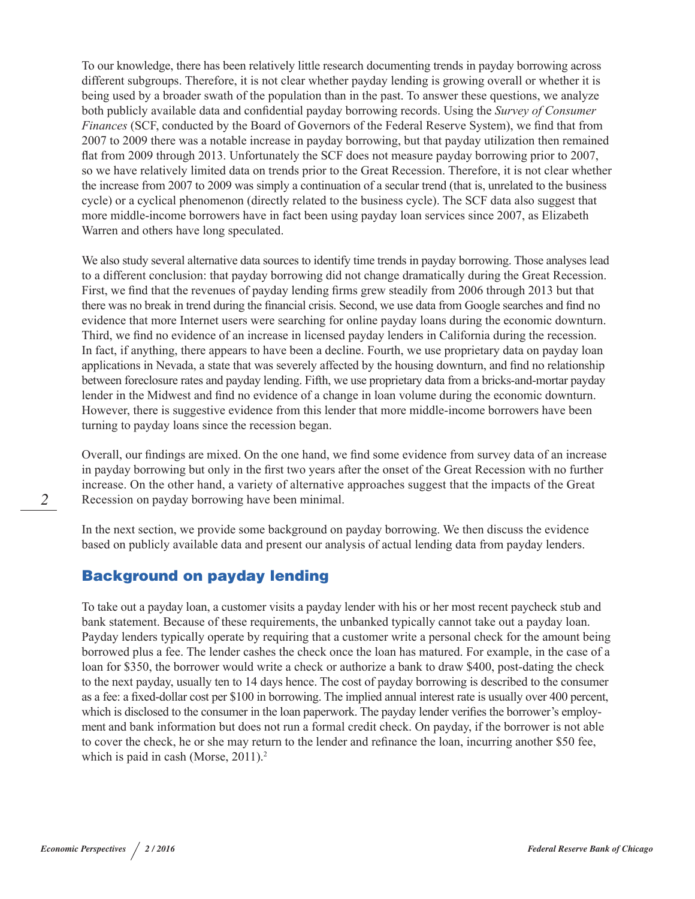To our knowledge, there has been relatively little research documenting trends in payday borrowing across different subgroups. Therefore, it is not clear whether payday lending is growing overall or whether it is being used by a broader swath of the population than in the past. To answer these questions, we analyze both publicly available data and confidential payday borrowing records. Using the *Survey of Consumer Finances* (SCF, conducted by the Board of Governors of the Federal Reserve System), we find that from 2007 to 2009 there was a notable increase in payday borrowing, but that payday utilization then remained flat from 2009 through 2013. Unfortunately the SCF does not measure payday borrowing prior to 2007, so we have relatively limited data on trends prior to the Great Recession. Therefore, it is not clear whether the increase from 2007 to 2009 was simply a continuation of a secular trend (that is, unrelated to the business cycle) or a cyclical phenomenon (directly related to the business cycle). The SCF data also suggest that more middle-income borrowers have in fact been using payday loan services since 2007, as Elizabeth Warren and others have long speculated.

We also study several alternative data sources to identify time trends in payday borrowing. Those analyses lead to a different conclusion: that payday borrowing did not change dramatically during the Great Recession. First, we find that the revenues of payday lending firms grew steadily from 2006 through 2013 but that there was no break in trend during the financial crisis. Second, we use data from Google searches and find no evidence that more Internet users were searching for online payday loans during the economic downturn. Third, we find no evidence of an increase in licensed payday lenders in California during the recession. In fact, if anything, there appears to have been a decline. Fourth, we use proprietary data on payday loan applications in Nevada, a state that was severely affected by the housing downturn, and find no relationship between foreclosure rates and payday lending. Fifth, we use proprietary data from a bricks-and-mortar payday lender in the Midwest and find no evidence of a change in loan volume during the economic downturn. However, there is suggestive evidence from this lender that more middle-income borrowers have been turning to payday loans since the recession began.

Overall, our findings are mixed. On the one hand, we find some evidence from survey data of an increase in payday borrowing but only in the first two years after the onset of the Great Recession with no further increase. On the other hand, a variety of alternative approaches suggest that the impacts of the Great Recession on payday borrowing have been minimal.

In the next section, we provide some background on payday borrowing. We then discuss the evidence based on publicly available data and present our analysis of actual lending data from payday lenders.

## Background on payday lending

To take out a payday loan, a customer visits a payday lender with his or her most recent paycheck stub and bank statement. Because of these requirements, the unbanked typically cannot take out a payday loan. Payday lenders typically operate by requiring that a customer write a personal check for the amount being borrowed plus a fee. The lender cashes the check once the loan has matured. For example, in the case of a loan for $350, the borrower would write a check or authorize a bank to draw $400, post-dating the check to the next payday, usually ten to 14 days hence. The cost of payday borrowing is described to the consumer as a fee: a fixed-dollar cost per $100 in borrowing. The implied annual interest rate is usually over 400 percent, which is disclosed to the consumer in the loan paperwork. The payday lender verifies the borrower's employment and bank information but does not run a formal credit check. On payday, if the borrower is not able to cover the check, he or she may return to the lender and refinance the loan, incurring another $50 fee, which is paid in cash (Morse, 2011).[2]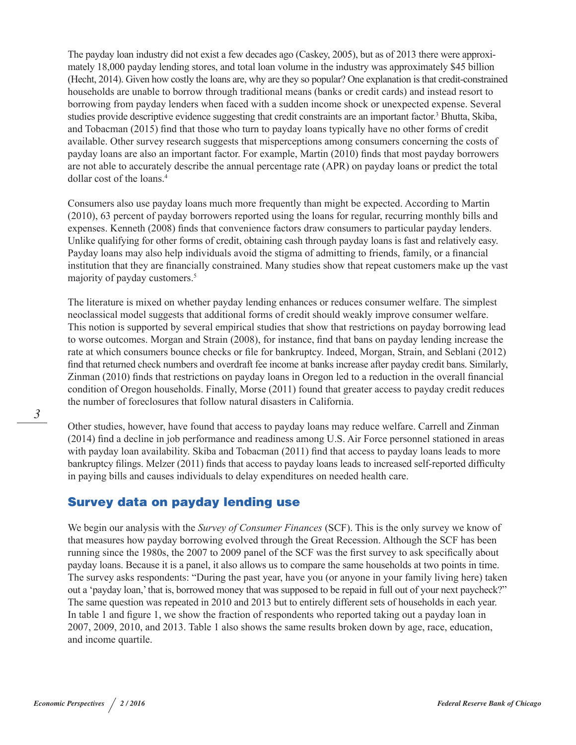The payday loan industry did not exist a few decades ago (Caskey, 2005), but as of 2013 there were approximately 18,000 payday lending stores, and total loan volume in the industry was approximately $45 billion (Hecht, 2014). Given how costly the loans are, why are they so popular? One explanation is that credit-constrained households are unable to borrow through traditional means (banks or credit cards) and instead resort to borrowing from payday lenders when faced with a sudden income shock or unexpected expense. Several studies provide descriptive evidence suggesting that credit constraints are an important factor.[3] Bhutta, Skiba, and Tobacman (2015) find that those who turn to payday loans typically have no other forms of credit available. Other survey research suggests that misperceptions among consumers concerning the costs of payday loans are also an important factor. For example, Martin (2010) finds that most payday borrowers are not able to accurately describe the annual percentage rate (APR) on payday loans or predict the total dollar cost of the loans.[4]

Consumers also use payday loans much more frequently than might be expected. According to Martin (2010), 63 percent of payday borrowers reported using the loans for regular, recurring monthly bills and expenses. Kenneth (2008) finds that convenience factors draw consumers to particular payday lenders. Unlike qualifying for other forms of credit, obtaining cash through payday loans is fast and relatively easy. Payday loans may also help individuals avoid the stigma of admitting to friends, family, or a financial institution that they are financially constrained. Many studies show that repeat customers make up the vast majority of payday customers.[5]

The literature is mixed on whether payday lending enhances or reduces consumer welfare. The simplest neoclassical model suggests that additional forms of credit should weakly improve consumer welfare. This notion is supported by several empirical studies that show that restrictions on payday borrowing lead to worse outcomes. Morgan and Strain (2008), for instance, find that bans on payday lending increase the rate at which consumers bounce checks or file for bankruptcy. Indeed, Morgan, Strain, and Seblani (2012) find that returned check numbers and overdraft fee income at banks increase after payday credit bans. Similarly, Zinman (2010) finds that restrictions on payday loans in Oregon led to a reduction in the overall financial condition of Oregon households. Finally, Morse (2011) found that greater access to payday credit reduces the number of foreclosures that follow natural disasters in California.

Other studies, however, have found that access to payday loans may reduce welfare. Carrell and Zinman (2014) find a decline in job performance and readiness among U.S. Air Force personnel stationed in areas with payday loan availability. Skiba and Tobacman (2011) find that access to payday loans leads to more bankruptcy filings. Melzer (2011) finds that access to payday loans leads to increased self-reported difficulty in paying bills and causes individuals to delay expenditures on needed health care.

## Survey data on payday lending use

We begin our analysis with the *Survey of Consumer Finances* (SCF). This is the only survey we know of that measures how payday borrowing evolved through the Great Recession. Although the SCF has been running since the 1980s, the 2007 to 2009 panel of the SCF was the first survey to ask specifically about payday loans. Because it is a panel, it also allows us to compare the same households at two points in time. The survey asks respondents: "During the past year, have you (or anyone in your family living here) taken out a 'payday loan,' that is, borrowed money that was supposed to be repaid in full out of your next paycheck?" The same question was repeated in 2010 and 2013 but to entirely different sets of households in each year. In table 1 and figure 1, we show the fraction of respondents who reported taking out a payday loan in 2007, 2009, 2010, and 2013. Table 1 also shows the same results broken down by age, race, education, and income quartile.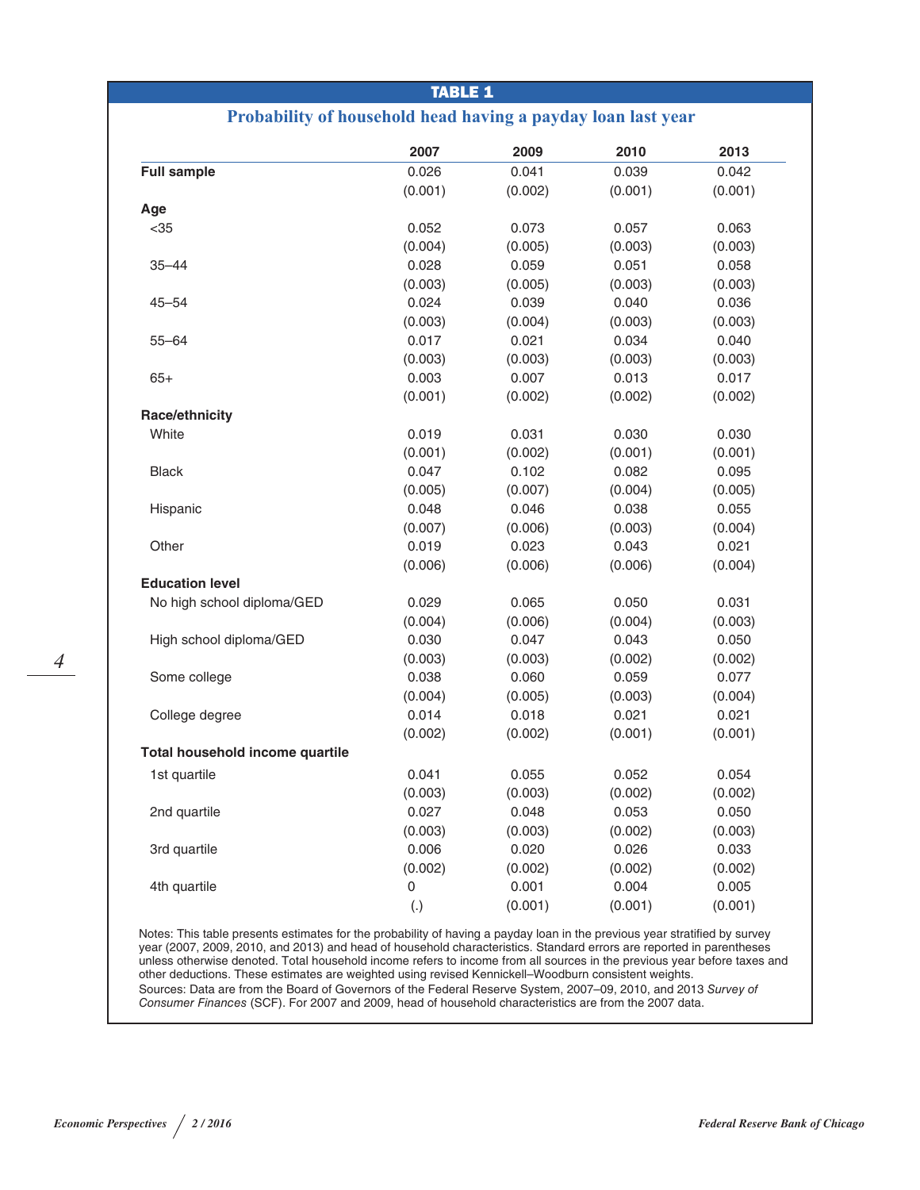**TABLE 1**

**Probability of household head having a payday loan last year**

| | 2007 | 2009 | 2010 | 2013 |
|---|---|---|---|---|
| **Full sample** | 0.026 | 0.041 | 0.039 | 0.042 |
| | (0.001) | (0.002) | (0.001) | (0.001) |
| **Age** | | | | |
| <35 | 0.052 | 0.073 | 0.057 | 0.063 |
| | (0.004) | (0.005) | (0.003) | (0.003) |
| 35–44 | 0.028 | 0.059 | 0.051 | 0.058 |
| | (0.003) | (0.005) | (0.003) | (0.003) |
| 45–54 | 0.024 | 0.039 | 0.040 | 0.036 |
| | (0.003) | (0.004) | (0.003) | (0.003) |
| 55–64 | 0.017 | 0.021 | 0.034 | 0.040 |
| | (0.003) | (0.003) | (0.003) | (0.003) |
| 65+ | 0.003 | 0.007 | 0.013 | 0.017 |
| | (0.001) | (0.002) | (0.002) | (0.002) |
| **Race/ethnicity** | | | | |
| White | 0.019 | 0.031 | 0.030 | 0.030 |
| | (0.001) | (0.002) | (0.001) | (0.001) |
| Black | 0.047 | 0.102 | 0.082 | 0.095 |
| | (0.005) | (0.007) | (0.004) | (0.005) |
| Hispanic | 0.048 | 0.046 | 0.038 | 0.055 |
| | (0.007) | (0.006) | (0.003) | (0.004) |
| Other | 0.019 | 0.023 | 0.043 | 0.021 |
| | (0.006) | (0.006) | (0.006) | (0.004) |
| **Education level** | | | | |
| No high school diploma/GED | 0.029 | 0.065 | 0.050 | 0.031 |
| | (0.004) | (0.006) | (0.004) | (0.003) |
| High school diploma/GED | 0.030 | 0.047 | 0.043 | 0.050 |
| | (0.003) | (0.003) | (0.002) | (0.002) |
| Some college | 0.038 | 0.060 | 0.059 | 0.077 |
| | (0.004) | (0.005) | (0.003) | (0.004) |
| College degree | 0.014 | 0.018 | 0.021 | 0.021 |
| | (0.002) | (0.002) | (0.001) | (0.001) |
| **Total household income quartile** | | | | |
| 1st quartile | 0.041 | 0.055 | 0.052 | 0.054 |
| | (0.003) | (0.003) | (0.002) | (0.002) |
| 2nd quartile | 0.027 | 0.048 | 0.053 | 0.050 |
| | (0.003) | (0.003) | (0.002) | (0.003) |
| 3rd quartile | 0.006 | 0.020 | 0.026 | 0.033 |
| | (0.002) | (0.002) | (0.002) | (0.002) |
| 4th quartile | 0 | 0.001 | 0.004 | 0.005 |
| | (.) | (0.001) | (0.001) | (0.001) |

Notes: This table presents estimates for the probability of having a payday loan in the previous year stratified by survey year (2007, 2009, 2010, and 2013) and head of household characteristics. Standard errors are reported in parentheses unless otherwise denoted. Total household income refers to income from all sources in the previous year before taxes and other deductions. These estimates are weighted using revised Kennickell–Woodburn consistent weights.
Sources: Data are from the Board of Governors of the Federal Reserve System, 2007–09, 2010, and 2013 *Survey of Consumer Finances* (SCF). For 2007 and 2009, head of household characteristics are from the 2007 data.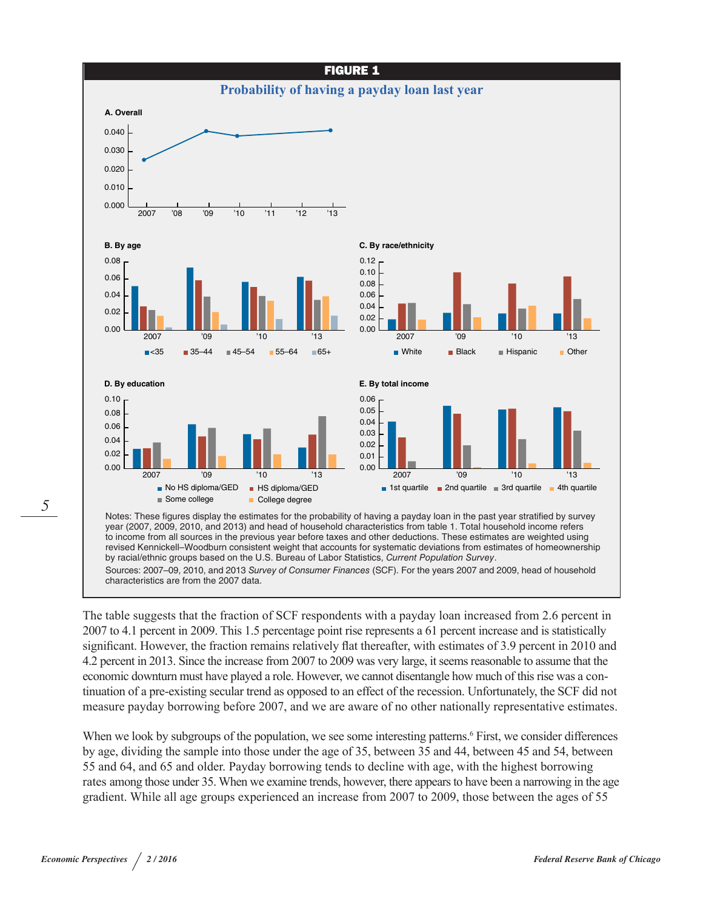**FIGURE 1**

**Probability of having a payday loan last year**

A. Overall

B. By age

C. By race/ethnicity

D. By education

E. By total income

Notes: These figures display the estimates for the probability of having a payday loan in the past year stratified by survey year (2007, 2009, 2010, and 2013) and head of household characteristics from table 1. Total household income refers to income from all sources in the previous year before taxes and other deductions. These estimates are weighted using revised Kennickell–Woodburn consistent weight that accounts for systematic deviations from estimates of homeownership by racial/ethnic groups based on the U.S. Bureau of Labor Statistics, *Current Population Survey*.

Sources: 2007–09, 2010, and 2013 *Survey of Consumer Finances* (SCF). For the years 2007 and 2009, head of household characteristics are from the 2007 data.

The table suggests that the fraction of SCF respondents with a payday loan increased from 2.6 percent in 2007 to 4.1 percent in 2009. This 1.5 percentage point rise represents a 61 percent increase and is statistically significant. However, the fraction remains relatively flat thereafter, with estimates of 3.9 percent in 2010 and 4.2 percent in 2013. Since the increase from 2007 to 2009 was very large, it seems reasonable to assume that the economic downturn must have played a role. However, we cannot disentangle how much of this rise was a continuation of a pre-existing secular trend as opposed to an effect of the recession. Unfortunately, the SCF did not measure payday borrowing before 2007, and we are aware of no other nationally representative estimates.

When we look by subgroups of the population, we see some interesting patterns.[6] First, we consider differences by age, dividing the sample into those under the age of 35, between 35 and 44, between 45 and 54, between 55 and 64, and 65 and older. Payday borrowing tends to decline with age, with the highest borrowing rates among those under 35. When we examine trends, however, there appears to have been a narrowing in the age gradient. While all age groups experienced an increase from 2007 to 2009, those between the ages of 55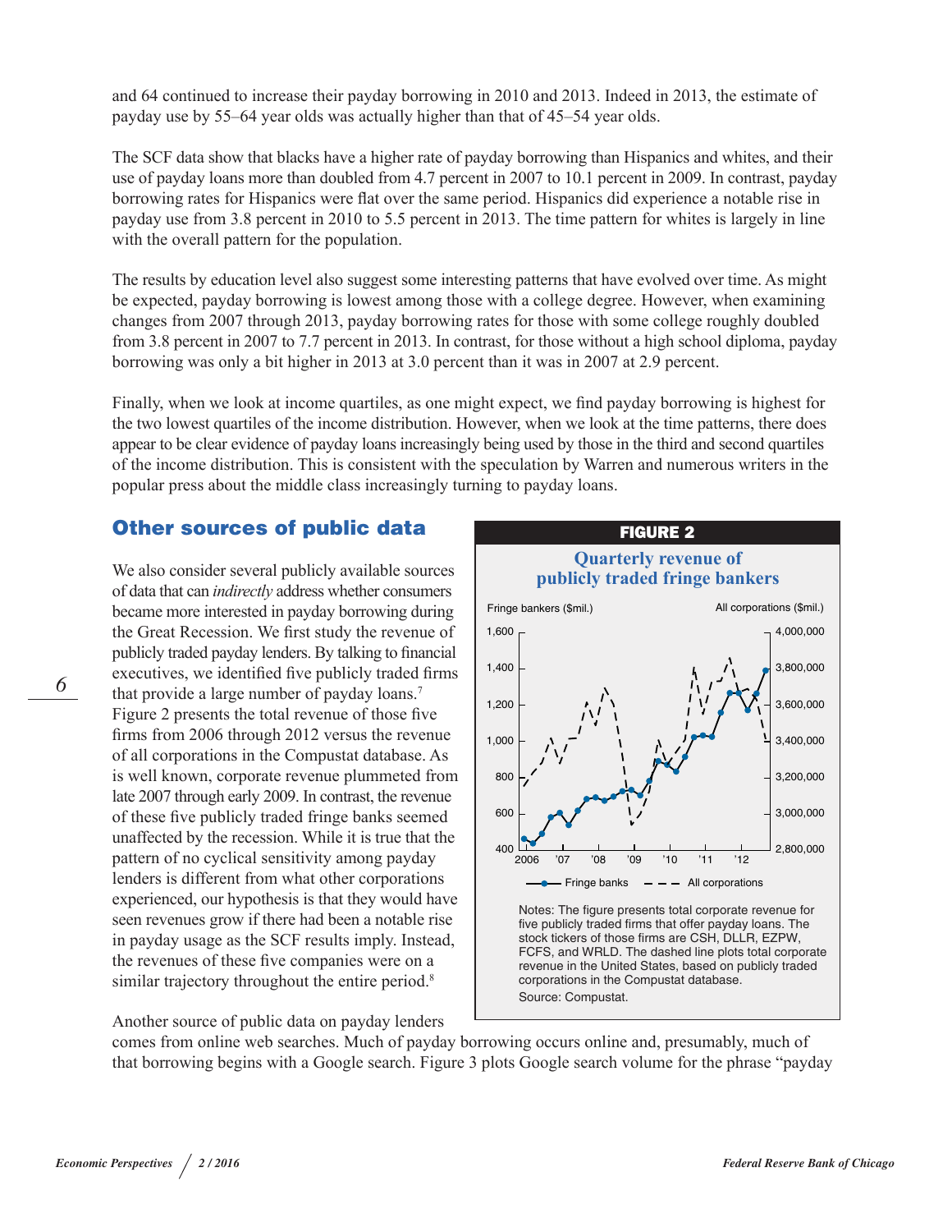and 64 continued to increase their payday borrowing in 2010 and 2013. Indeed in 2013, the estimate of payday use by 55–64 year olds was actually higher than that of 45–54 year olds.

The SCF data show that blacks have a higher rate of payday borrowing than Hispanics and whites, and their use of payday loans more than doubled from 4.7 percent in 2007 to 10.1 percent in 2009. In contrast, payday borrowing rates for Hispanics were flat over the same period. Hispanics did experience a notable rise in payday use from 3.8 percent in 2010 to 5.5 percent in 2013. The time pattern for whites is largely in line with the overall pattern for the population.

The results by education level also suggest some interesting patterns that have evolved over time. As might be expected, payday borrowing is lowest among those with a college degree. However, when examining changes from 2007 through 2013, payday borrowing rates for those with some college roughly doubled from 3.8 percent in 2007 to 7.7 percent in 2013. In contrast, for those without a high school diploma, payday borrowing was only a bit higher in 2013 at 3.0 percent than it was in 2007 at 2.9 percent.

Finally, when we look at income quartiles, as one might expect, we find payday borrowing is highest for the two lowest quartiles of the income distribution. However, when we look at the time patterns, there does appear to be clear evidence of payday loans increasingly being used by those in the third and second quartiles of the income distribution. This is consistent with the speculation by Warren and numerous writers in the popular press about the middle class increasingly turning to payday loans.

## Other sources of public data

We also consider several publicly available sources of data that can *indirectly* address whether consumers became more interested in payday borrowing during the Great Recession. We first study the revenue of publicly traded payday lenders. By talking to financial executives, we identified five publicly traded firms that provide a large number of payday loans.[7] Figure 2 presents the total revenue of those five firms from 2006 through 2012 versus the revenue of all corporations in the Compustat database. As is well known, corporate revenue plummeted from late 2007 through early 2009. In contrast, the revenue of these five publicly traded fringe banks seemed unaffected by the recession. While it is true that the pattern of no cyclical sensitivity among payday lenders is different from what other corporations experienced, our hypothesis is that they would have seen revenues grow if there had been a notable rise in payday usage as the SCF results imply. Instead, the revenues of these five companies were on a similar trajectory throughout the entire period.[8]

**FIGURE 2**

**Quarterly revenue of publicly traded fringe bankers**

Notes: The figure presents total corporate revenue for five publicly traded firms that offer payday loans. The stock tickers of those firms are CSH, DLLR, EZPW, FCFS, and WRLD. The dashed line plots total corporate revenue in the United States, based on publicly traded corporations in the Compustat database.
Source: Compustat.

Another source of public data on payday lenders comes from online web searches. Much of payday borrowing occurs online and, presumably, much of that borrowing begins with a Google search. Figure 3 plots Google search volume for the phrase "payday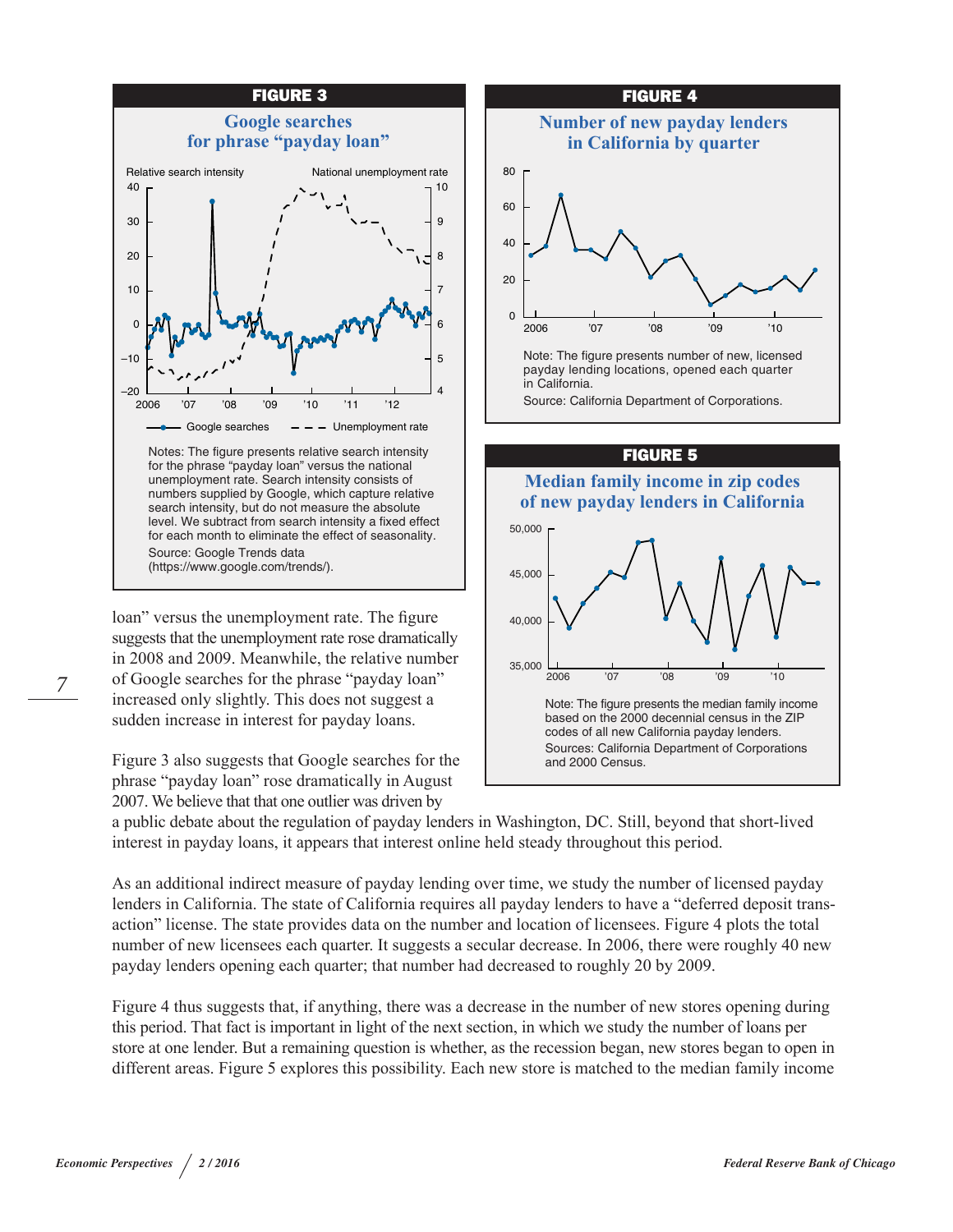**FIGURE 3**

**Google searches for phrase "payday loan"**

Notes: The figure presents relative search intensity for the phrase "payday loan" versus the national unemployment rate. Search intensity consists of numbers supplied by Google, which capture relative search intensity, but do not measure the absolute level. We subtract from search intensity a fixed effect for each month to eliminate the effect of seasonality.

Source: Google Trends data (https://www.google.com/trends/).

loan" versus the unemployment rate. The figure suggests that the unemployment rate rose dramatically in 2008 and 2009. Meanwhile, the relative number of Google searches for the phrase "payday loan" increased only slightly. This does not suggest a sudden increase in interest for payday loans.

Figure 3 also suggests that Google searches for the phrase "payday loan" rose dramatically in August 2007. We believe that that one outlier was driven by a public debate about the regulation of payday lenders in Washington, DC. Still, beyond that short-lived interest in payday loans, it appears that interest online held steady throughout this period.

**FIGURE 4**

**Number of new payday lenders in California by quarter**

Note: The figure presents number of new, licensed payday lending locations, opened each quarter in California.

Source: California Department of Corporations.

**FIGURE 5**

**Median family income in zip codes of new payday lenders in California**

Note: The figure presents the median family income based on the 2000 decennial census in the ZIP codes of all new California payday lenders.

Sources: California Department of Corporations and 2000 Census.

As an additional indirect measure of payday lending over time, we study the number of licensed payday lenders in California. The state of California requires all payday lenders to have a "deferred deposit transaction" license. The state provides data on the number and location of licensees. Figure 4 plots the total number of new licensees each quarter. It suggests a secular decrease. In 2006, there were roughly 40 new payday lenders opening each quarter; that number had decreased to roughly 20 by 2009.

Figure 4 thus suggests that, if anything, there was a decrease in the number of new stores opening during this period. That fact is important in light of the next section, in which we study the number of loans per store at one lender. But a remaining question is whether, as the recession began, new stores began to open in different areas. Figure 5 explores this possibility. Each new store is matched to the median family income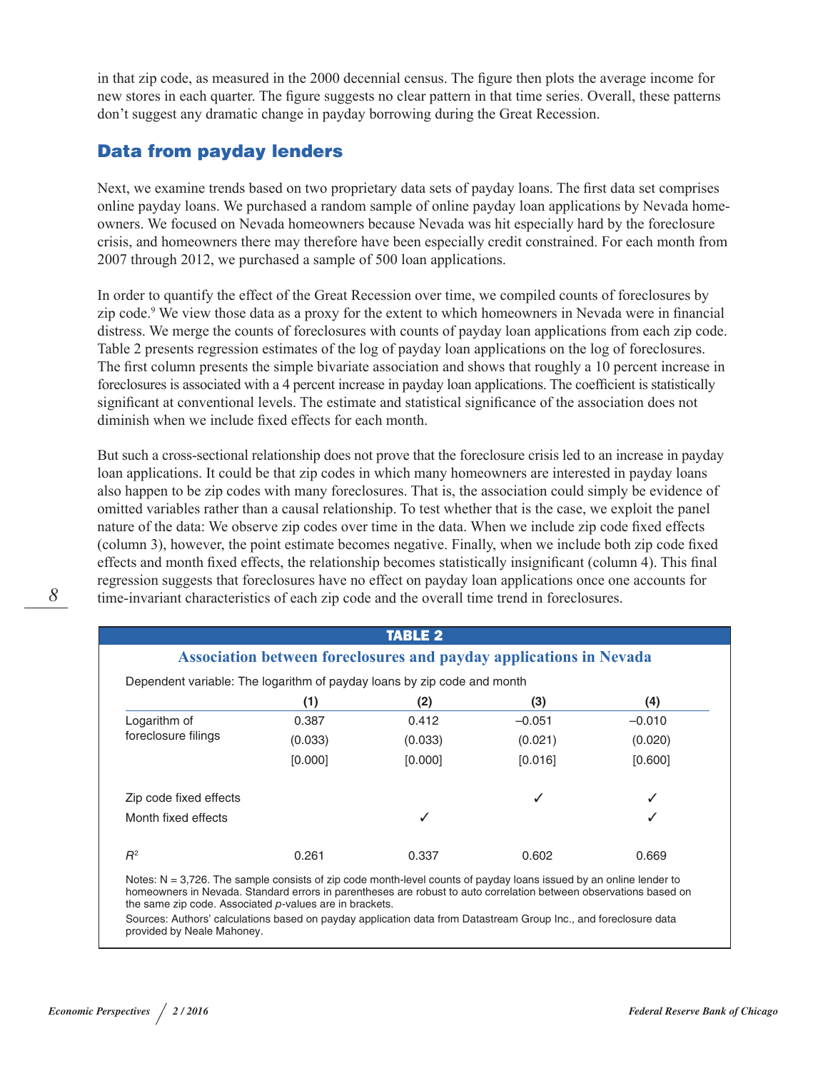in that zip code, as measured in the 2000 decennial census. The figure then plots the average income for new stores in each quarter. The figure suggests no clear pattern in that time series. Overall, these patterns don't suggest any dramatic change in payday borrowing during the Great Recession.

## Data from payday lenders

Next, we examine trends based on two proprietary data sets of payday loans. The first data set comprises online payday loans. We purchased a random sample of online payday loan applications by Nevada homeowners. We focused on Nevada homeowners because Nevada was hit especially hard by the foreclosure crisis, and homeowners there may therefore have been especially credit constrained. For each month from 2007 through 2012, we purchased a sample of 500 loan applications.

In order to quantify the effect of the Great Recession over time, we compiled counts of foreclosures by zip code.[9] We view those data as a proxy for the extent to which homeowners in Nevada were in financial distress. We merge the counts of foreclosures with counts of payday loan applications from each zip code. Table 2 presents regression estimates of the log of payday loan applications on the log of foreclosures. The first column presents the simple bivariate association and shows that roughly a 10 percent increase in foreclosures is associated with a 4 percent increase in payday loan applications. The coefficient is statistically significant at conventional levels. The estimate and statistical significance of the association does not diminish when we include fixed effects for each month.

But such a cross-sectional relationship does not prove that the foreclosure crisis led to an increase in payday loan applications. It could be that zip codes in which many homeowners are interested in payday loans also happen to be zip codes with many foreclosures. That is, the association could simply be evidence of omitted variables rather than a causal relationship. To test whether that is the case, we exploit the panel nature of the data: We observe zip codes over time in the data. When we include zip code fixed effects (column 3), however, the point estimate becomes negative. Finally, when we include both zip code fixed effects and month fixed effects, the relationship becomes statistically insignificant (column 4). This final regression suggests that foreclosures have no effect on payday loan applications once one accounts for time-invariant characteristics of each zip code and the overall time trend in foreclosures.

**TABLE 2**

**Association between foreclosures and payday applications in Nevada**

Dependent variable: The logarithm of payday loans by zip code and month

| | (1) | (2) | (3) | (4) |
|---|---|---|---|---|
| Logarithm of foreclosure filings | 0.387 | 0.412 | –0.051 | –0.010 |
| | (0.033) | (0.033) | (0.021) | (0.020) |
| | [0.000] | [0.000] | [0.016] | [0.600] |
| Zip code fixed effects | | | ✓ | ✓ |
| Month fixed effects | | ✓ | | ✓ |
| $R^2$ | 0.261 | 0.337 | 0.602 | 0.669 |

Notes: N = 3,726. The sample consists of zip code month-level counts of payday loans issued by an online lender to homeowners in Nevada. Standard errors in parentheses are robust to auto correlation between observations based on the same zip code. Associated *p*-values are in brackets.

Sources: Authors' calculations based on payday application data from Datastream Group Inc., and foreclosure data provided by Neale Mahoney.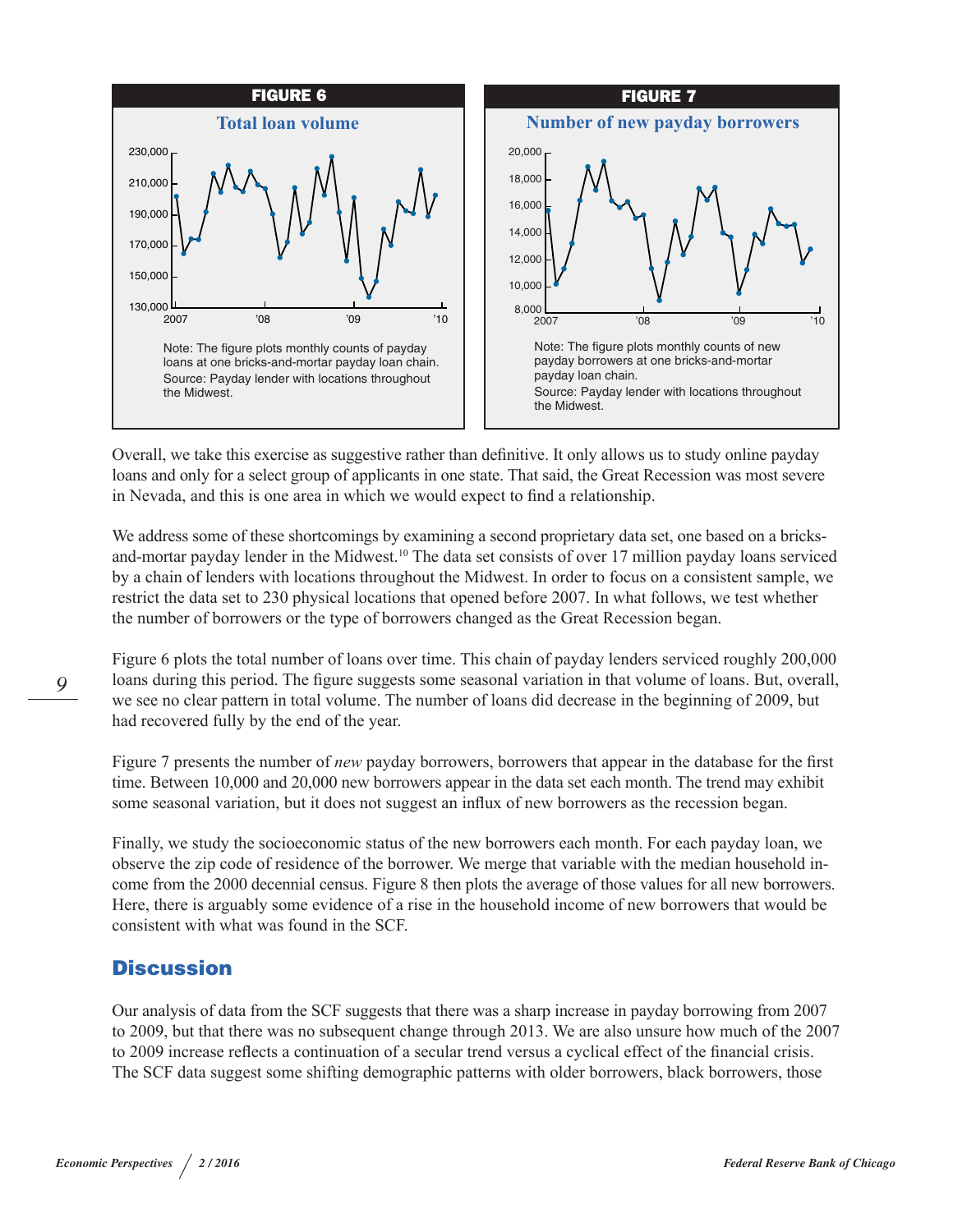**FIGURE 6**

**Total loan volume**

Note: The figure plots monthly counts of payday loans at one bricks-and-mortar payday loan chain.
Source: Payday lender with locations throughout the Midwest.

**FIGURE 7**

**Number of new payday borrowers**

Note: The figure plots monthly counts of new payday borrowers at one bricks-and-mortar payday loan chain.
Source: Payday lender with locations throughout the Midwest.

Overall, we take this exercise as suggestive rather than definitive. It only allows us to study online payday loans and only for a select group of applicants in one state. That said, the Great Recession was most severe in Nevada, and this is one area in which we would expect to find a relationship.

We address some of these shortcomings by examining a second proprietary data set, one based on a bricks-and-mortar payday lender in the Midwest.[10] The data set consists of over 17 million payday loans serviced by a chain of lenders with locations throughout the Midwest. In order to focus on a consistent sample, we restrict the data set to 230 physical locations that opened before 2007. In what follows, we test whether the number of borrowers or the type of borrowers changed as the Great Recession began.

Figure 6 plots the total number of loans over time. This chain of payday lenders serviced roughly 200,000 loans during this period. The figure suggests some seasonal variation in that volume of loans. But, overall, we see no clear pattern in total volume. The number of loans did decrease in the beginning of 2009, but had recovered fully by the end of the year.

Figure 7 presents the number of *new* payday borrowers, borrowers that appear in the database for the first time. Between 10,000 and 20,000 new borrowers appear in the data set each month. The trend may exhibit some seasonal variation, but it does not suggest an influx of new borrowers as the recession began.

Finally, we study the socioeconomic status of the new borrowers each month. For each payday loan, we observe the zip code of residence of the borrower. We merge that variable with the median household income from the 2000 decennial census. Figure 8 then plots the average of those values for all new borrowers. Here, there is arguably some evidence of a rise in the household income of new borrowers that would be consistent with what was found in the SCF.

## Discussion

Our analysis of data from the SCF suggests that there was a sharp increase in payday borrowing from 2007 to 2009, but that there was no subsequent change through 2013. We are also unsure how much of the 2007 to 2009 increase reflects a continuation of a secular trend versus a cyclical effect of the financial crisis. The SCF data suggest some shifting demographic patterns with older borrowers, black borrowers, those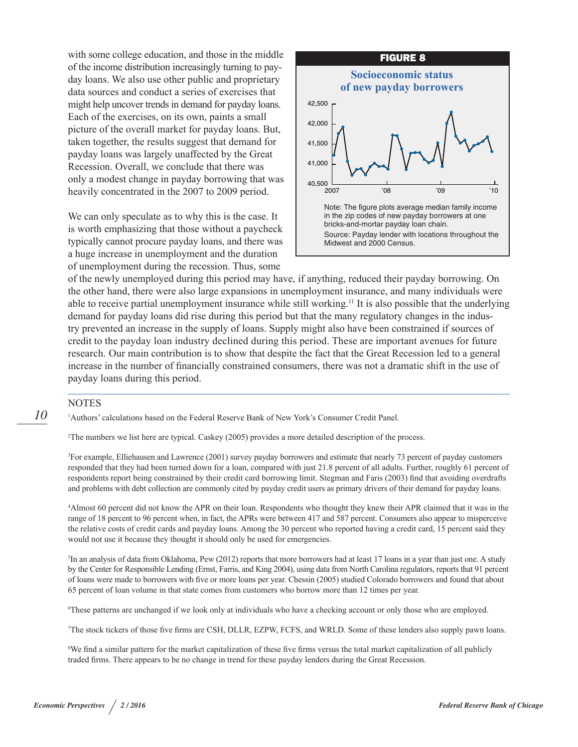with some college education, and those in the middle of the income distribution increasingly turning to payday loans. We also use other public and proprietary data sources and conduct a series of exercises that might help uncover trends in demand for payday loans. Each of the exercises, on its own, paints a small picture of the overall market for payday loans. But, taken together, the results suggest that demand for payday loans was largely unaffected by the Great Recession. Overall, we conclude that there was only a modest change in payday borrowing that was heavily concentrated in the 2007 to 2009 period.

We can only speculate as to why this is the case. It is worth emphasizing that those without a paycheck typically cannot procure payday loans, and there was a huge increase in unemployment and the duration of unemployment during the recession. Thus, some of the newly unemployed during this period may have, if anything, reduced their payday borrowing. On the other hand, there were also large expansions in unemployment insurance, and many individuals were able to receive partial unemployment insurance while still working.[11] It is also possible that the underlying demand for payday loans did rise during this period but that the many regulatory changes in the industry prevented an increase in the supply of loans. Supply might also have been constrained if sources of credit to the payday loan industry declined during this period. These are important avenues for future research. Our main contribution is to show that despite the fact that the Great Recession led to a general increase in the number of financially constrained consumers, there was not a dramatic shift in the use of payday loans during this period.

**FIGURE 8**

**Socioeconomic status of new payday borrowers**

Note: The figure plots average median family income in the zip codes of new payday borrowers at one bricks-and-mortar payday loan chain.

Source: Payday lender with locations throughout the Midwest and 2000 Census.

## NOTES

[1]Authors' calculations based on the Federal Reserve Bank of New York's Consumer Credit Panel.

[2]The numbers we list here are typical. Caskey (2005) provides a more detailed description of the process.

[3]For example, Elliehausen and Lawrence (2001) survey payday borrowers and estimate that nearly 73 percent of payday customers responded that they had been turned down for a loan, compared with just 21.8 percent of all adults. Further, roughly 61 percent of respondents report being constrained by their credit card borrowing limit. Stegman and Faris (2003) find that avoiding overdrafts and problems with debt collection are commonly cited by payday credit users as primary drivers of their demand for payday loans.

[4]Almost 60 percent did not know the APR on their loan. Respondents who thought they knew their APR claimed that it was in the range of 18 percent to 96 percent when, in fact, the APRs were between 417 and 587 percent. Consumers also appear to misperceive the relative costs of credit cards and payday loans. Among the 30 percent who reported having a credit card, 15 percent said they would not use it because they thought it should only be used for emergencies.

[5]In an analysis of data from Oklahoma, Pew (2012) reports that more borrowers had at least 17 loans in a year than just one. A study by the Center for Responsible Lending (Ernst, Farris, and King 2004), using data from North Carolina regulators, reports that 91 percent of loans were made to borrowers with five or more loans per year. Chessin (2005) studied Colorado borrowers and found that about 65 percent of loan volume in that state comes from customers who borrow more than 12 times per year.

[6]These patterns are unchanged if we look only at individuals who have a checking account or only those who are employed.

[7]The stock tickers of those five firms are CSH, DLLR, EZPW, FCFS, and WRLD. Some of these lenders also supply pawn loans.

[8]We find a similar pattern for the market capitalization of these five firms versus the total market capitalization of all publicly traded firms. There appears to be no change in trend for these payday lenders during the Great Recession.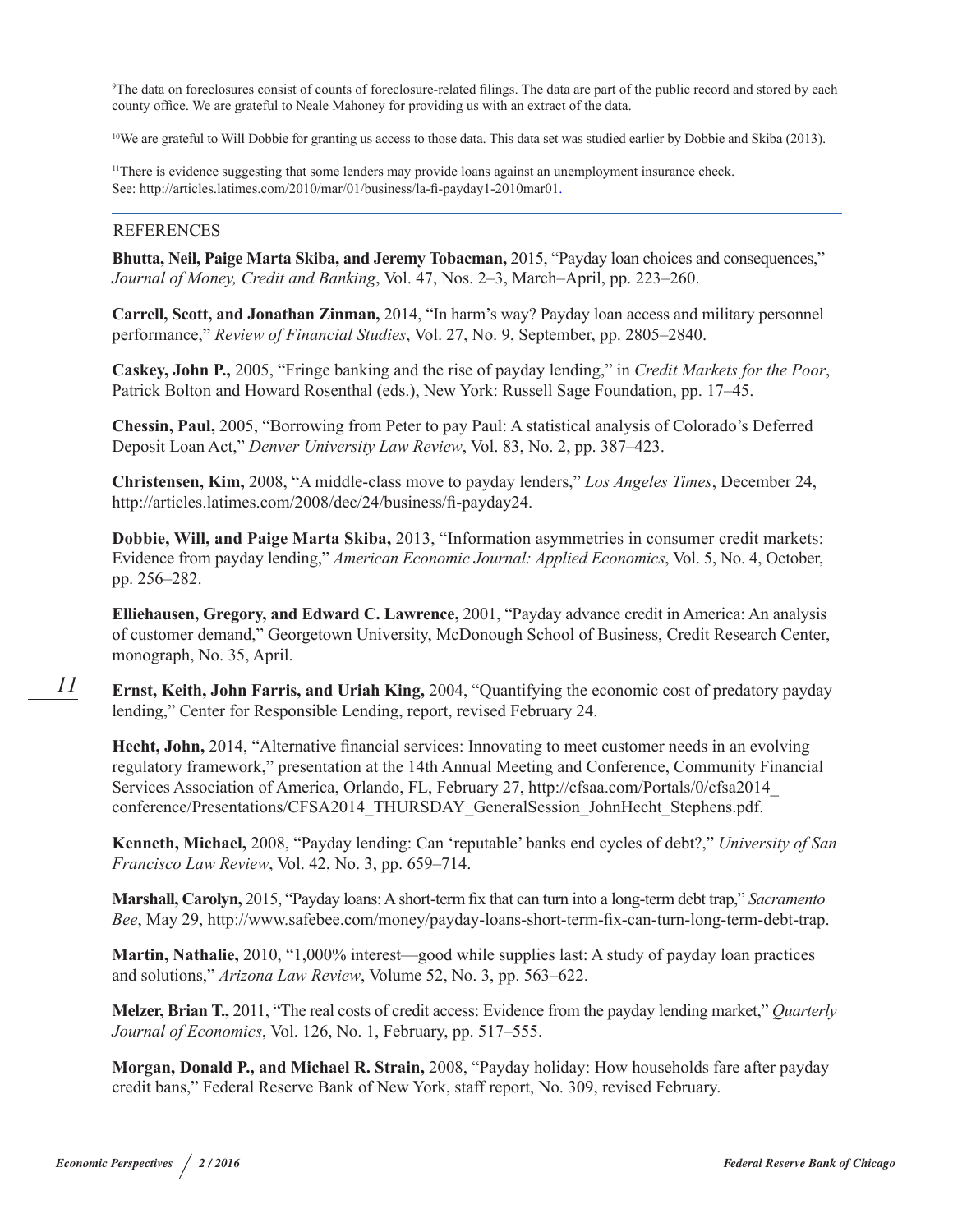[9]The data on foreclosures consist of counts of foreclosure-related filings. The data are part of the public record and stored by each county office. We are grateful to Neale Mahoney for providing us with an extract of the data.

[10]We are grateful to Will Dobbie for granting us access to those data. This data set was studied earlier by Dobbie and Skiba (2013).

[11]There is evidence suggesting that some lenders may provide loans against an unemployment insurance check. See: http://articles.latimes.com/2010/mar/01/business/la-fi-payday1-2010mar01.

---

## REFERENCES

**Bhutta, Neil, Paige Marta Skiba, and Jeremy Tobacman,** 2015, "Payday loan choices and consequences," *Journal of Money, Credit and Banking*, Vol. 47, Nos. 2–3, March–April, pp. 223–260.

**Carrell, Scott, and Jonathan Zinman,** 2014, "In harm's way? Payday loan access and military personnel performance," *Review of Financial Studies*, Vol. 27, No. 9, September, pp. 2805–2840.

**Caskey, John P.,** 2005, "Fringe banking and the rise of payday lending," in *Credit Markets for the Poor*, Patrick Bolton and Howard Rosenthal (eds.), New York: Russell Sage Foundation, pp. 17–45.

**Chessin, Paul,** 2005, "Borrowing from Peter to pay Paul: A statistical analysis of Colorado's Deferred Deposit Loan Act," *Denver University Law Review*, Vol. 83, No. 2, pp. 387–423.

**Christensen, Kim,** 2008, "A middle-class move to payday lenders," *Los Angeles Times*, December 24, http://articles.latimes.com/2008/dec/24/business/fi-payday24.

**Dobbie, Will, and Paige Marta Skiba,** 2013, "Information asymmetries in consumer credit markets: Evidence from payday lending," *American Economic Journal: Applied Economics*, Vol. 5, No. 4, October, pp. 256–282.

**Elliehausen, Gregory, and Edward C. Lawrence,** 2001, "Payday advance credit in America: An analysis of customer demand," Georgetown University, McDonough School of Business, Credit Research Center, monograph, No. 35, April.

**Ernst, Keith, John Farris, and Uriah King,** 2004, "Quantifying the economic cost of predatory payday lending," Center for Responsible Lending, report, revised February 24.

**Hecht, John,** 2014, "Alternative financial services: Innovating to meet customer needs in an evolving regulatory framework," presentation at the 14th Annual Meeting and Conference, Community Financial Services Association of America, Orlando, FL, February 27, http://cfsaa.com/Portals/0/cfsa2014_conference/Presentations/CFSA2014_THURSDAY_GeneralSession_JohnHecht_Stephens.pdf.

**Kenneth, Michael,** 2008, "Payday lending: Can 'reputable' banks end cycles of debt?," *University of San Francisco Law Review*, Vol. 42, No. 3, pp. 659–714.

**Marshall, Carolyn,** 2015, "Payday loans: A short-term fix that can turn into a long-term debt trap," *Sacramento Bee*, May 29, http://www.safebee.com/money/payday-loans-short-term-fix-can-turn-long-term-debt-trap.

**Martin, Nathalie,** 2010, "1,000% interest—good while supplies last: A study of payday loan practices and solutions," *Arizona Law Review*, Volume 52, No. 3, pp. 563–622.

**Melzer, Brian T.,** 2011, "The real costs of credit access: Evidence from the payday lending market," *Quarterly Journal of Economics*, Vol. 126, No. 1, February, pp. 517–555.

**Morgan, Donald P., and Michael R. Strain,** 2008, "Payday holiday: How households fare after payday credit bans," Federal Reserve Bank of New York, staff report, No. 309, revised February.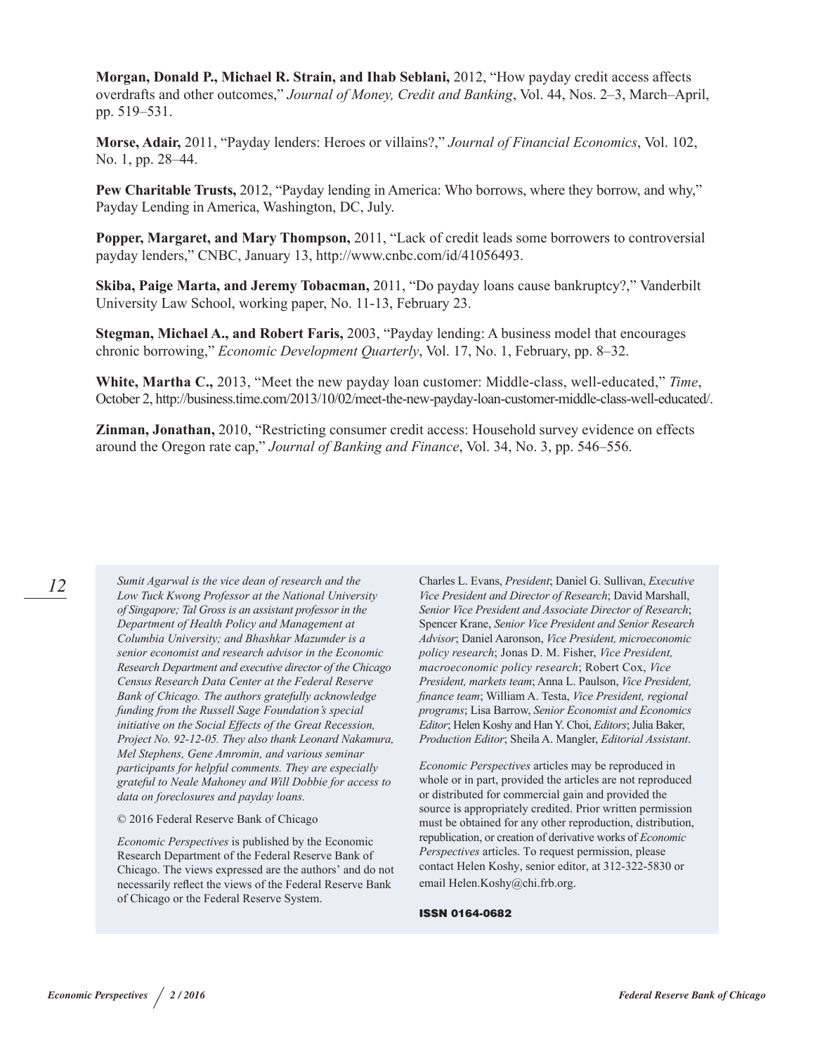**Morgan, Donald P., Michael R. Strain, and Ihab Seblani,** 2012, "How payday credit access affects overdrafts and other outcomes," *Journal of Money, Credit and Banking*, Vol. 44, Nos. 2–3, March–April, pp. 519–531.

**Morse, Adair,** 2011, "Payday lenders: Heroes or villains?," *Journal of Financial Economics*, Vol. 102, No. 1, pp. 28–44.

**Pew Charitable Trusts,** 2012, "Payday lending in America: Who borrows, where they borrow, and why," Payday Lending in America, Washington, DC, July.

**Popper, Margaret, and Mary Thompson,** 2011, "Lack of credit leads some borrowers to controversial payday lenders," CNBC, January 13, http://www.cnbc.com/id/41056493.

**Skiba, Paige Marta, and Jeremy Tobacman,** 2011, "Do payday loans cause bankruptcy?," Vanderbilt University Law School, working paper, No. 11-13, February 23.

**Stegman, Michael A., and Robert Faris,** 2003, "Payday lending: A business model that encourages chronic borrowing," *Economic Development Quarterly*, Vol. 17, No. 1, February, pp. 8–32.

**White, Martha C.,** 2013, "Meet the new payday loan customer: Middle-class, well-educated," *Time*, October 2, http://business.time.com/2013/10/02/meet-the-new-payday-loan-customer-middle-class-well-educated/.

**Zinman, Jonathan,** 2010, "Restricting consumer credit access: Household survey evidence on effects around the Oregon rate cap," *Journal of Banking and Finance*, Vol. 34, No. 3, pp. 546–556.

*Sumit Agarwal is the vice dean of research and the Low Tuck Kwong Professor at the National University of Singapore; Tal Gross is an assistant professor in the Department of Health Policy and Management at Columbia University; and Bhashkar Mazumder is a senior economist and research advisor in the Economic Research Department and executive director of the Chicago Census Research Data Center at the Federal Reserve Bank of Chicago. The authors gratefully acknowledge funding from the Russell Sage Foundation's special initiative on the Social Effects of the Great Recession, Project No. 92-12-05. They also thank Leonard Nakamura, Mel Stephens, Gene Amromin, and various seminar participants for helpful comments. They are especially grateful to Neale Mahoney and Will Dobbie for access to data on foreclosures and payday loans.*

© 2016 Federal Reserve Bank of Chicago

*Economic Perspectives* is published by the Economic Research Department of the Federal Reserve Bank of Chicago. The views expressed are the authors' and do not necessarily reflect the views of the Federal Reserve Bank of Chicago or the Federal Reserve System.

Charles L. Evans, *President*; Daniel G. Sullivan, *Executive Vice President and Director of Research*; David Marshall, *Senior Vice President and Associate Director of Research*; Spencer Krane, *Senior Vice President and Senior Research Advisor*; Daniel Aaronson, *Vice President, microeconomic policy research*; Jonas D. M. Fisher, *Vice President, macroeconomic policy research*; Robert Cox, *Vice President, markets team*; Anna L. Paulson, *Vice President, finance team*; William A. Testa, *Vice President, regional programs*; Lisa Barrow, *Senior Economist and Economics Editor*; Helen Koshy and Han Y. Choi, *Editors*; Julia Baker, *Production Editor*; Sheila A. Mangler, *Editorial Assistant*.

*Economic Perspectives* articles may be reproduced in whole or in part, provided the articles are not reproduced or distributed for commercial gain and provided the source is appropriately credited. Prior written permission must be obtained for any other reproduction, distribution, republication, or creation of derivative works of *Economic Perspectives* articles. To request permission, please contact Helen Koshy, senior editor, at 312-322-5830 or email Helen.Koshy@chi.frb.org.

**ISSN 0164-0682**